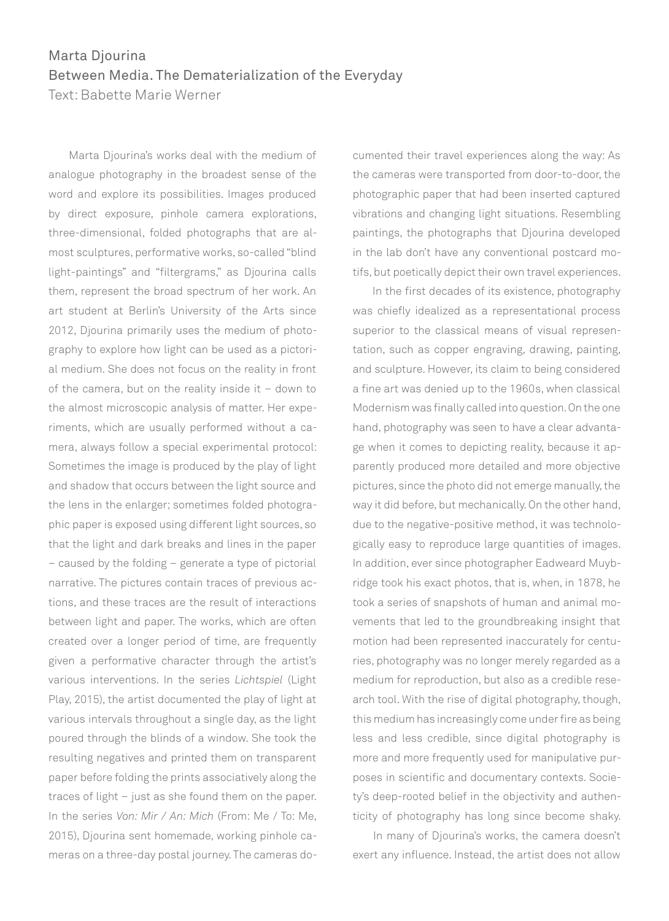# Marta Djourina
## Between Media. The Dematerialization of the Everyday
Text: Babette Marie Werner

Marta Djourina's works deal with the medium of analogue photography in the broadest sense of the word and explore its possibilities. Images produced by direct exposure, pinhole camera explorations, three-dimensional, folded photographs that are almost sculptures, performative works, so-called "blind light-paintings" and "filtergrams," as Djourina calls them, represent the broad spectrum of her work. An art student at Berlin's University of the Arts since 2012, Djourina primarily uses the medium of photography to explore how light can be used as a pictorial medium. She does not focus on the reality in front of the camera, but on the reality inside it – down to the almost microscopic analysis of matter. Her experiments, which are usually performed without a camera, always follow a special experimental protocol: Sometimes the image is produced by the play of light and shadow that occurs between the light source and the lens in the enlarger; sometimes folded photographic paper is exposed using different light sources, so that the light and dark breaks and lines in the paper – caused by the folding – generate a type of pictorial narrative. The pictures contain traces of previous actions, and these traces are the result of interactions between light and paper. The works, which are often created over a longer period of time, are frequently given a performative character through the artist's various interventions. In the series *Lichtspiel* (Light Play, 2015), the artist documented the play of light at various intervals throughout a single day, as the light poured through the blinds of a window. She took the resulting negatives and printed them on transparent paper before folding the prints associatively along the traces of light – just as she found them on the paper. In the series *Von: Mir / An: Mich* (From: Me / To: Me, 2015), Djourina sent homemade, working pinhole cameras on a three-day postal journey. The cameras documented their travel experiences along the way: As the cameras were transported from door-to-door, the photographic paper that had been inserted captured vibrations and changing light situations. Resembling paintings, the photographs that Djourina developed in the lab don't have any conventional postcard motifs, but poetically depict their own travel experiences.

In the first decades of its existence, photography was chiefly idealized as a representational process superior to the classical means of visual representation, such as copper engraving, drawing, painting, and sculpture. However, its claim to being considered a fine art was denied up to the 1960s, when classical Modernism was finally called into question. On the one hand, photography was seen to have a clear advantage when it comes to depicting reality, because it apparently produced more detailed and more objective pictures, since the photo did not emerge manually, the way it did before, but mechanically. On the other hand, due to the negative-positive method, it was technologically easy to reproduce large quantities of images. In addition, ever since photographer Eadweard Muybridge took his exact photos, that is, when, in 1878, he took a series of snapshots of human and animal movements that led to the groundbreaking insight that motion had been represented inaccurately for centuries, photography was no longer merely regarded as a medium for reproduction, but also as a credible research tool. With the rise of digital photography, though, this medium has increasingly come under fire as being less and less credible, since digital photography is more and more frequently used for manipulative purposes in scientific and documentary contexts. Society's deep-rooted belief in the objectivity and authenticity of photography has long since become shaky.

In many of Djourina's works, the camera doesn't exert any influence. Instead, the artist does not allow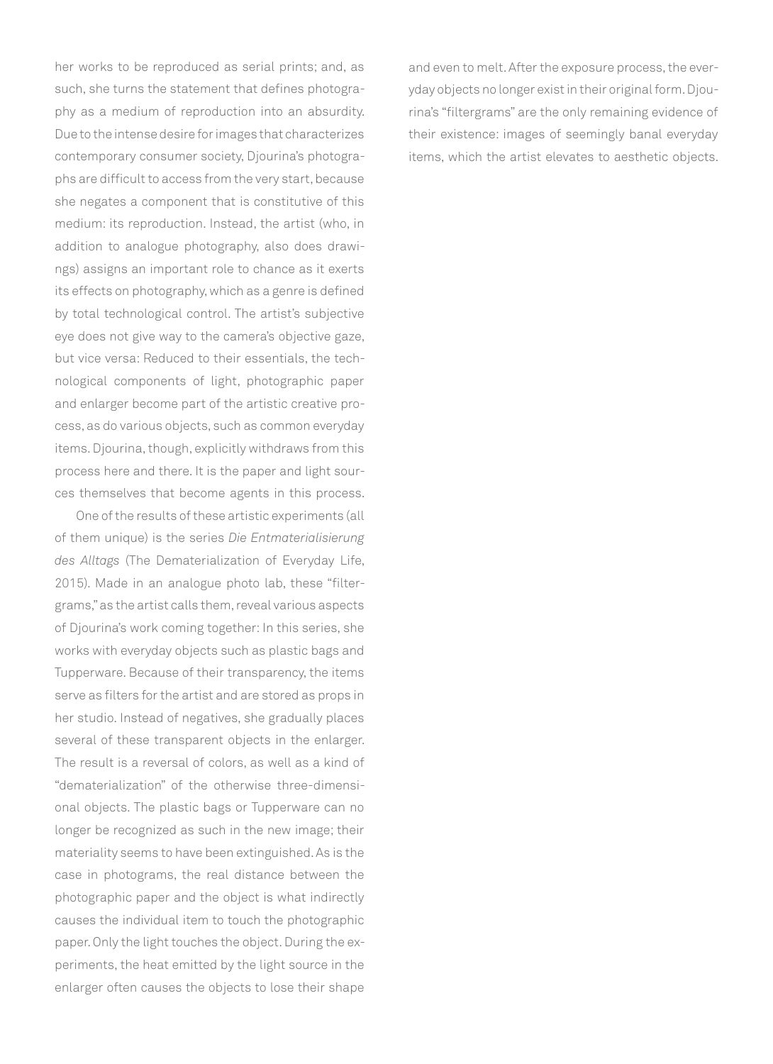her works to be reproduced as serial prints; and, as such, she turns the statement that defines photography as a medium of reproduction into an absurdity. Due to the intense desire for images that characterizes contemporary consumer society, Djourina's photographs are difficult to access from the very start, because she negates a component that is constitutive of this medium: its reproduction. Instead, the artist (who, in addition to analogue photography, also does drawings) assigns an important role to chance as it exerts its effects on photography, which as a genre is defined by total technological control. The artist's subjective eye does not give way to the camera's objective gaze, but vice versa: Reduced to their essentials, the technological components of light, photographic paper and enlarger become part of the artistic creative process, as do various objects, such as common everyday items. Djourina, though, explicitly withdraws from this process here and there. It is the paper and light sources themselves that become agents in this process.

One of the results of these artistic experiments (all of them unique) is the series *Die Entmaterialisierung des Alltags* (The Dematerialization of Everyday Life, 2015). Made in an analogue photo lab, these "filtergrams," as the artist calls them, reveal various aspects of Djourina's work coming together: In this series, she works with everyday objects such as plastic bags and Tupperware. Because of their transparency, the items serve as filters for the artist and are stored as props in her studio. Instead of negatives, she gradually places several of these transparent objects in the enlarger. The result is a reversal of colors, as well as a kind of "dematerialization" of the otherwise three-dimensional objects. The plastic bags or Tupperware can no longer be recognized as such in the new image; their materiality seems to have been extinguished. As is the case in photograms, the real distance between the photographic paper and the object is what indirectly causes the individual item to touch the photographic paper. Only the light touches the object. During the experiments, the heat emitted by the light source in the enlarger often causes the objects to lose their shape and even to melt. After the exposure process, the everyday objects no longer exist in their original form. Djourina's "filtergrams" are the only remaining evidence of their existence: images of seemingly banal everyday items, which the artist elevates to aesthetic objects.